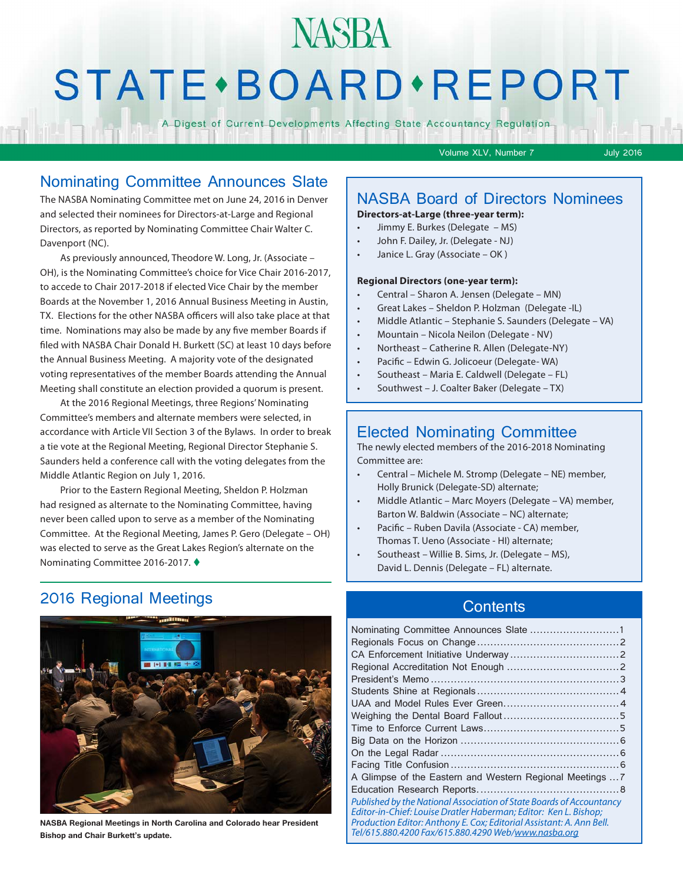# NASBA STATE • BOARD • REPORT

A Digest of Current Developments Affecting State Accountancy Regulation

Volume XLV, Number 7 July 2016

## Nominating Committee Announces Slate

The NASBA Nominating Committee met on June 24, 2016 in Denver and selected their nominees for Directors-at-Large and Regional Directors, as reported by Nominating Committee Chair Walter C. Davenport (NC).

As previously announced, Theodore W. Long, Jr. (Associate – OH), is the Nominating Committee's choice for Vice Chair 2016-2017, to accede to Chair 2017-2018 if elected Vice Chair by the member Boards at the November 1, 2016 Annual Business Meeting in Austin, TX. Elections for the other NASBA officers will also take place at that time. Nominations may also be made by any five member Boards if filed with NASBA Chair Donald H. Burkett (SC) at least 10 days before the Annual Business Meeting. A majority vote of the designated voting representatives of the member Boards attending the Annual Meeting shall constitute an election provided a quorum is present.

At the 2016 Regional Meetings, three Regions' Nominating Committee's members and alternate members were selected, in accordance with Article VII Section 3 of the Bylaws. In order to break a tie vote at the Regional Meeting, Regional Director Stephanie S. Saunders held a conference call with the voting delegates from the Middle Atlantic Region on July 1, 2016.

Prior to the Eastern Regional Meeting, Sheldon P. Holzman had resigned as alternate to the Nominating Committee, having never been called upon to serve as a member of the Nominating Committee. At the Regional Meeting, James P. Gero (Delegate – OH) was elected to serve as the Great Lakes Region's alternate on the Nominating Committee 2016-2017. ♦

## NASBA Board of Directors Nominees

**Directors-at-Large (three-year term):**

- Jimmy E. Burkes (Delegate – MS)
- John F. Dailey, Jr. (Delegate - NJ)
- Janice L. Gray (Associate – OK )

**Regional Directors (one-year term):**

- Central – Sharon A. Jensen (Delegate – MN)
- Great Lakes – Sheldon P. Holzman (Delegate -IL)
- Middle Atlantic – Stephanie S. Saunders (Delegate – VA)
- Mountain – Nicola Neilon (Delegate - NV)
- Northeast – Catherine R. Allen (Delegate-NY)
- Pacific – Edwin G. Jolicoeur (Delegate- WA)
- Southeast – Maria E. Caldwell (Delegate – FL)
- Southwest – J. Coalter Baker (Delegate – TX)

## Elected Nominating Committee

The newly elected members of the 2016-2018 Nominating Committee are:

- Central – Michele M. Stromp (Delegate – NE) member, Holly Brunick (Delegate-SD) alternate;
- Middle Atlantic – Marc Moyers (Delegate – VA) member, Barton W. Baldwin (Associate – NC) alternate;
- Pacific – Ruben Davila (Associate - CA) member, Thomas T. Ueno (Associate - HI) alternate;
- Southeast – Willie B. Sims, Jr. (Delegate – MS), David L. Dennis (Delegate – FL) alternate.

## 2016 Regional Meetings

**NASBA Regional Meetings in North Carolina and Colorado hear President Bishop and Chair Burkett's update.**

## Contents

Nominating Committee Announces Slate ....... 1
Regionals Focus on Change ....... 2
CA Enforcement Initiative Underway ....... 2
Regional Accreditation Not Enough ....... 2
President's Memo ....... 3
Students Shine at Regionals ....... 4
UAA and Model Rules Ever Green ....... 4
Weighing the Dental Board Fallout ....... 5
Time to Enforce Current Laws ....... 5
Big Data on the Horizon ....... 6
On the Legal Radar ....... 6
Facing Title Confusion ....... 6
A Glimpse of the Eastern and Western Regional Meetings ....... 7
Education Research Reports ....... 8

*Published by the National Association of State Boards of Accountancy*
*Editor-in-Chief: Louise Dratler Haberman; Editor: Ken L. Bishop;*
*Production Editor: Anthony E. Cox; Editorial Assistant: A. Ann Bell.*
*Tel/615.880.4200 Fax/615.880.4290 Web/www.nasba.org*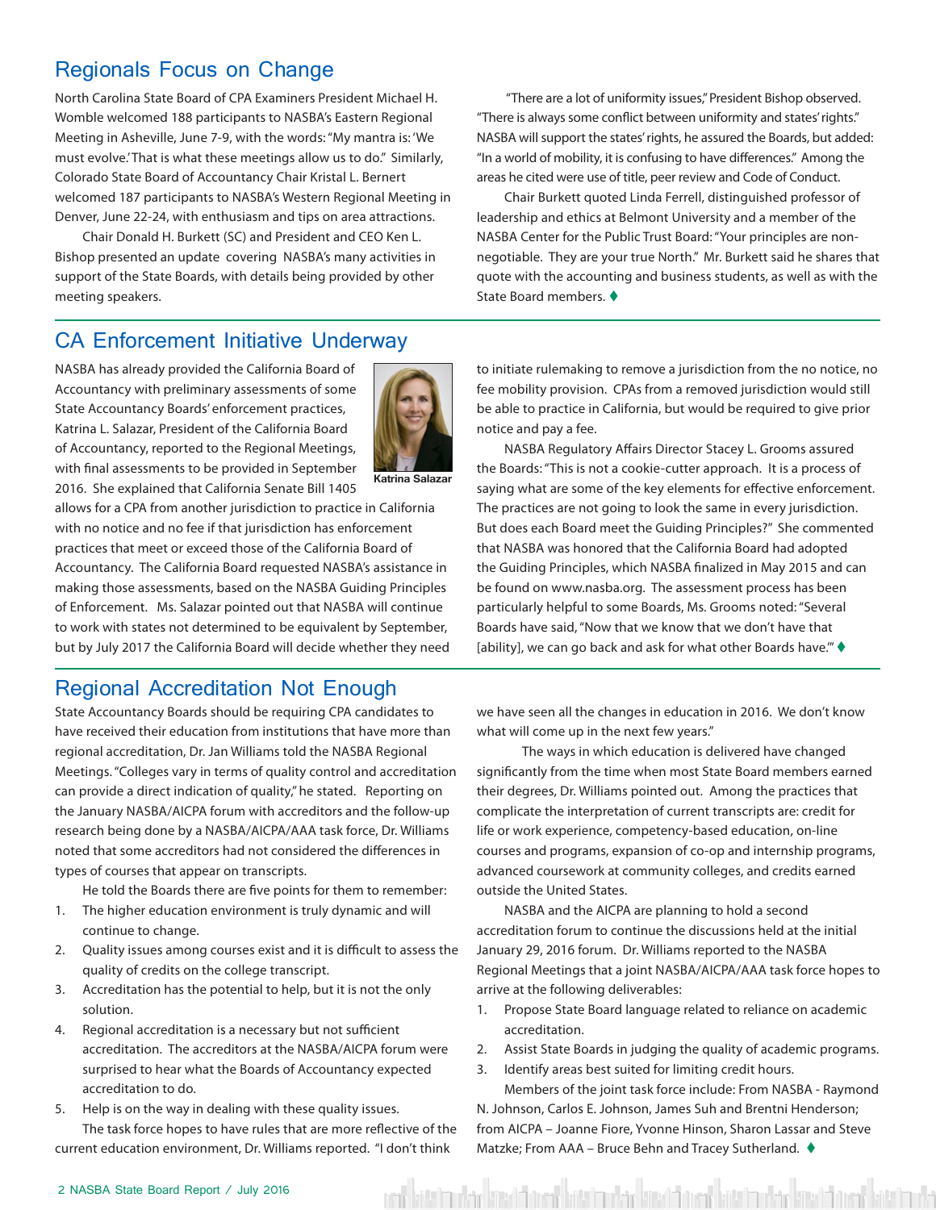## Regionals Focus on Change

North Carolina State Board of CPA Examiners President Michael H. Womble welcomed 188 participants to NASBA's Eastern Regional Meeting in Asheville, June 7-9, with the words: "My mantra is: 'We must evolve.' That is what these meetings allow us to do." Similarly, Colorado State Board of Accountancy Chair Kristal L. Bernert welcomed 187 participants to NASBA's Western Regional Meeting in Denver, June 22-24, with enthusiasm and tips on area attractions.

Chair Donald H. Burkett (SC) and President and CEO Ken L. Bishop presented an update covering NASBA's many activities in support of the State Boards, with details being provided by other meeting speakers.

"There are a lot of uniformity issues," President Bishop observed. "There is always some conflict between uniformity and states' rights." NASBA will support the states' rights, he assured the Boards, but added: "In a world of mobility, it is confusing to have differences." Among the areas he cited were use of title, peer review and Code of Conduct.

Chair Burkett quoted Linda Ferrell, distinguished professor of leadership and ethics at Belmont University and a member of the NASBA Center for the Public Trust Board: "Your principles are non-negotiable. They are your true North." Mr. Burkett said he shares that quote with the accounting and business students, as well as with the State Board members. ♦

## CA Enforcement Initiative Underway

Katrina Salazar

NASBA has already provided the California Board of Accountancy with preliminary assessments of some State Accountancy Boards' enforcement practices, Katrina L. Salazar, President of the California Board of Accountancy, reported to the Regional Meetings, with final assessments to be provided in September 2016. She explained that California Senate Bill 1405 allows for a CPA from another jurisdiction to practice in California with no notice and no fee if that jurisdiction has enforcement practices that meet or exceed those of the California Board of Accountancy. The California Board requested NASBA's assistance in making those assessments, based on the NASBA Guiding Principles of Enforcement. Ms. Salazar pointed out that NASBA will continue to work with states not determined to be equivalent by September, but by July 2017 the California Board will decide whether they need to initiate rulemaking to remove a jurisdiction from the no notice, no fee mobility provision. CPAs from a removed jurisdiction would still be able to practice in California, but would be required to give prior notice and pay a fee.

NASBA Regulatory Affairs Director Stacey L. Grooms assured the Boards: "This is not a cookie-cutter approach. It is a process of saying what are some of the key elements for effective enforcement. The practices are not going to look the same in every jurisdiction. But does each Board meet the Guiding Principles?" She commented that NASBA was honored that the California Board had adopted the Guiding Principles, which NASBA finalized in May 2015 and can be found on www.nasba.org. The assessment process has been particularly helpful to some Boards, Ms. Grooms noted: "Several Boards have said, "Now that we know that we don't have that [ability], we can go back and ask for what other Boards have."" ♦

## Regional Accreditation Not Enough

State Accountancy Boards should be requiring CPA candidates to have received their education from institutions that have more than regional accreditation, Dr. Jan Williams told the NASBA Regional Meetings. "Colleges vary in terms of quality control and accreditation can provide a direct indication of quality," he stated. Reporting on the January NASBA/AICPA forum with accreditors and the follow-up research being done by a NASBA/AICPA/AAA task force, Dr. Williams noted that some accreditors had not considered the differences in types of courses that appear on transcripts.

He told the Boards there are five points for them to remember:

1. The higher education environment is truly dynamic and will continue to change.
2. Quality issues among courses exist and it is difficult to assess the quality of credits on the college transcript.
3. Accreditation has the potential to help, but it is not the only solution.
4. Regional accreditation is a necessary but not sufficient accreditation. The accreditors at the NASBA/AICPA forum were surprised to hear what the Boards of Accountancy expected accreditation to do.
5. Help is on the way in dealing with these quality issues.

The task force hopes to have rules that are more reflective of the current education environment, Dr. Williams reported. "I don't think we have seen all the changes in education in 2016. We don't know what will come up in the next few years."

The ways in which education is delivered have changed significantly from the time when most State Board members earned their degrees, Dr. Williams pointed out. Among the practices that complicate the interpretation of current transcripts are: credit for life or work experience, competency-based education, on-line courses and programs, expansion of co-op and internship programs, advanced coursework at community colleges, and credits earned outside the United States.

NASBA and the AICPA are planning to hold a second accreditation forum to continue the discussions held at the initial January 29, 2016 forum. Dr. Williams reported to the NASBA Regional Meetings that a joint NASBA/AICPA/AAA task force hopes to arrive at the following deliverables:

1. Propose State Board language related to reliance on academic accreditation.
2. Assist State Boards in judging the quality of academic programs.
3. Identify areas best suited for limiting credit hours.

Members of the joint task force include: From NASBA - Raymond N. Johnson, Carlos E. Johnson, James Suh and Brentni Henderson; from AICPA – Joanne Fiore, Yvonne Hinson, Sharon Lassar and Steve Matzke; From AAA – Bruce Behn and Tracey Sutherland. ♦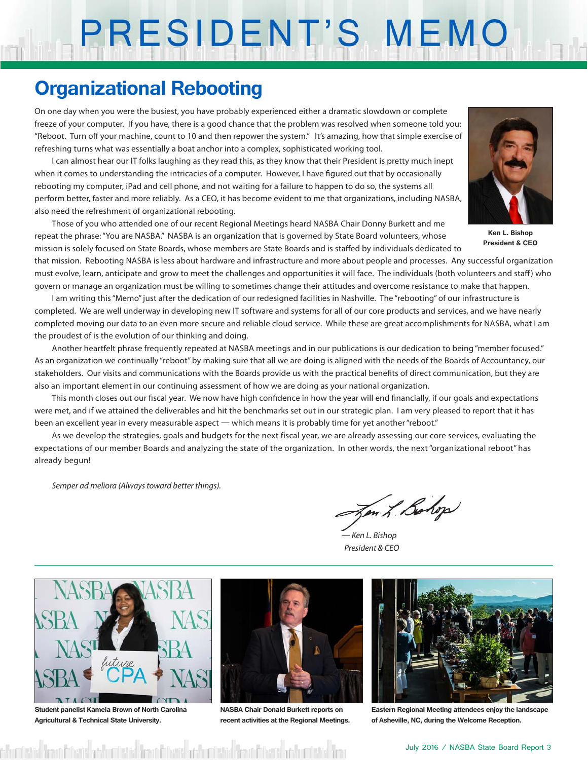# PRESIDENT'S MEMO

## Organizational Rebooting

On one day when you were the busiest, you have probably experienced either a dramatic slowdown or complete freeze of your computer. If you have, there is a good chance that the problem was resolved when someone told you: "Reboot. Turn off your machine, count to 10 and then repower the system." It's amazing, how that simple exercise of refreshing turns what was essentially a boat anchor into a complex, sophisticated working tool.

I can almost hear our IT folks laughing as they read this, as they know that their President is pretty much inept when it comes to understanding the intricacies of a computer. However, I have figured out that by occasionally rebooting my computer, iPad and cell phone, and not waiting for a failure to happen to do so, the systems all perform better, faster and more reliably. As a CEO, it has become evident to me that organizations, including NASBA, also need the refreshment of organizational rebooting.

**Ken L. Bishop**
**President & CEO**

Those of you who attended one of our recent Regional Meetings heard NASBA Chair Donny Burkett and me repeat the phrase: "You are NASBA." NASBA is an organization that is governed by State Board volunteers, whose mission is solely focused on State Boards, whose members are State Boards and is staffed by individuals dedicated to that mission. Rebooting NASBA is less about hardware and infrastructure and more about people and processes. Any successful organization must evolve, learn, anticipate and grow to meet the challenges and opportunities it will face. The individuals (both volunteers and staff) who govern or manage an organization must be willing to sometimes change their attitudes and overcome resistance to make that happen.

I am writing this "Memo" just after the dedication of our redesigned facilities in Nashville. The "rebooting" of our infrastructure is completed. We are well underway in developing new IT software and systems for all of our core products and services, and we have nearly completed moving our data to an even more secure and reliable cloud service. While these are great accomplishments for NASBA, what I am the proudest of is the evolution of our thinking and doing.

Another heartfelt phrase frequently repeated at NASBA meetings and in our publications is our dedication to being "member focused." As an organization we continually "reboot" by making sure that all we are doing is aligned with the needs of the Boards of Accountancy, our stakeholders. Our visits and communications with the Boards provide us with the practical benefits of direct communication, but they are also an important element in our continuing assessment of how we are doing as your national organization.

This month closes out our fiscal year. We now have high confidence in how the year will end financially, if our goals and expectations were met, and if we attained the deliverables and hit the benchmarks set out in our strategic plan. I am very pleased to report that it has been an excellent year in every measurable aspect — which means it is probably time for yet another "reboot."

As we develop the strategies, goals and budgets for the next fiscal year, we are already assessing our core services, evaluating the expectations of our member Boards and analyzing the state of the organization. In other words, the next "organizational reboot" has already begun!

*Semper ad meliora (Always toward better things).*

*— Ken L. Bishop*
*President & CEO*

**Student panelist Kameia Brown of North Carolina Agricultural & Technical State University.**

**NASBA Chair Donald Burkett reports on recent activities at the Regional Meetings.**

**Eastern Regional Meeting attendees enjoy the landscape of Asheville, NC, during the Welcome Reception.**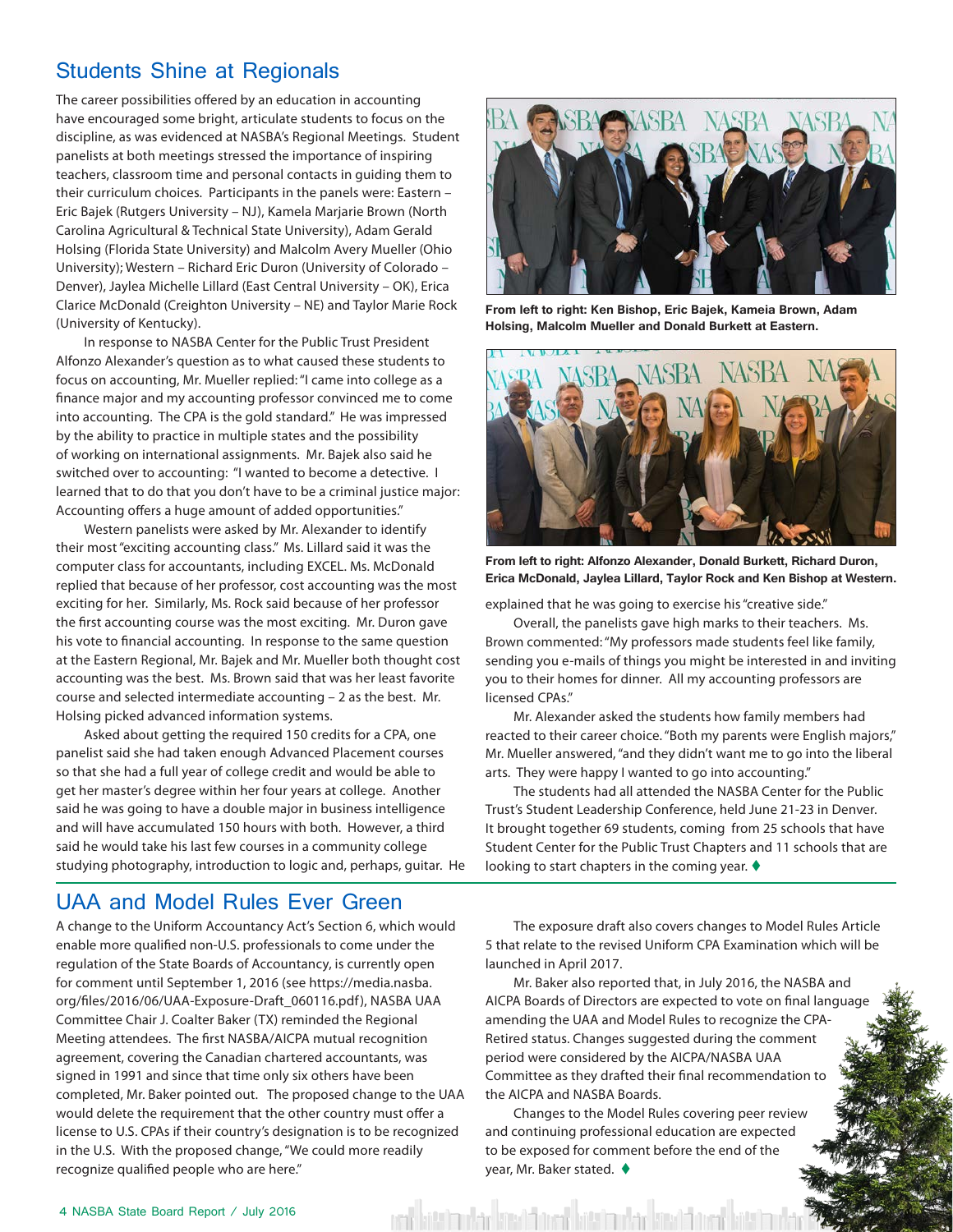## Students Shine at Regionals

The career possibilities offered by an education in accounting have encouraged some bright, articulate students to focus on the discipline, as was evidenced at NASBA's Regional Meetings. Student panelists at both meetings stressed the importance of inspiring teachers, classroom time and personal contacts in guiding them to their curriculum choices. Participants in the panels were: Eastern – Eric Bajek (Rutgers University – NJ), Kamela Marjarie Brown (North Carolina Agricultural & Technical State University), Adam Gerald Holsing (Florida State University) and Malcolm Avery Mueller (Ohio University); Western – Richard Eric Duron (University of Colorado – Denver), Jaylea Michelle Lillard (East Central University – OK), Erica Clarice McDonald (Creighton University – NE) and Taylor Marie Rock (University of Kentucky).

In response to NASBA Center for the Public Trust President Alfonzo Alexander's question as to what caused these students to focus on accounting, Mr. Mueller replied: "I came into college as a finance major and my accounting professor convinced me to come into accounting. The CPA is the gold standard." He was impressed by the ability to practice in multiple states and the possibility of working on international assignments. Mr. Bajek also said he switched over to accounting: "I wanted to become a detective. I learned that to do that you don't have to be a criminal justice major: Accounting offers a huge amount of added opportunities."

Western panelists were asked by Mr. Alexander to identify their most "exciting accounting class." Ms. Lillard said it was the computer class for accountants, including EXCEL. Ms. McDonald replied that because of her professor, cost accounting was the most exciting for her. Similarly, Ms. Rock said because of her professor the first accounting course was the most exciting. Mr. Duron gave his vote to financial accounting. In response to the same question at the Eastern Regional, Mr. Bajek and Mr. Mueller both thought cost accounting was the best. Ms. Brown said that was her least favorite course and selected intermediate accounting – 2 as the best. Mr. Holsing picked advanced information systems.

Asked about getting the required 150 credits for a CPA, one panelist said she had taken enough Advanced Placement courses so that she had a full year of college credit and would be able to get her master's degree within her four years at college. Another said he was going to have a double major in business intelligence and will have accumulated 150 hours with both. However, a third said he would take his last few courses in a community college studying photography, introduction to logic and, perhaps, guitar. He explained that he was going to exercise his "creative side."

From left to right: Ken Bishop, Eric Bajek, Kameia Brown, Adam Holsing, Malcolm Mueller and Donald Burkett at Eastern.

From left to right: Alfonzo Alexander, Donald Burkett, Richard Duron, Erica McDonald, Jaylea Lillard, Taylor Rock and Ken Bishop at Western.

Overall, the panelists gave high marks to their teachers. Ms. Brown commented: "My professors made students feel like family, sending you e-mails of things you might be interested in and inviting you to their homes for dinner. All my accounting professors are licensed CPAs."

Mr. Alexander asked the students how family members had reacted to their career choice. "Both my parents were English majors," Mr. Mueller answered, "and they didn't want me to go into the liberal arts. They were happy I wanted to go into accounting."

The students had all attended the NASBA Center for the Public Trust's Student Leadership Conference, held June 21-23 in Denver. It brought together 69 students, coming from 25 schools that have Student Center for the Public Trust Chapters and 11 schools that are looking to start chapters in the coming year. ♦

## UAA and Model Rules Ever Green

A change to the Uniform Accountancy Act's Section 6, which would enable more qualified non-U.S. professionals to come under the regulation of the State Boards of Accountancy, is currently open for comment until September 1, 2016 (see https://media.nasba.org/files/2016/06/UAA-Exposure-Draft_060116.pdf), NASBA UAA Committee Chair J. Coalter Baker (TX) reminded the Regional Meeting attendees. The first NASBA/AICPA mutual recognition agreement, covering the Canadian chartered accountants, was signed in 1991 and since that time only six others have been completed, Mr. Baker pointed out. The proposed change to the UAA would delete the requirement that the other country must offer a license to U.S. CPAs if their country's designation is to be recognized in the U.S. With the proposed change, "We could more readily recognize qualified people who are here."

The exposure draft also covers changes to Model Rules Article 5 that relate to the revised Uniform CPA Examination which will be launched in April 2017.

Mr. Baker also reported that, in July 2016, the NASBA and AICPA Boards of Directors are expected to vote on final language amending the UAA and Model Rules to recognize the CPA-Retired status. Changes suggested during the comment period were considered by the AICPA/NASBA UAA Committee as they drafted their final recommendation to the AICPA and NASBA Boards.

Changes to the Model Rules covering peer review and continuing professional education are expected to be exposed for comment before the end of the year, Mr. Baker stated. ♦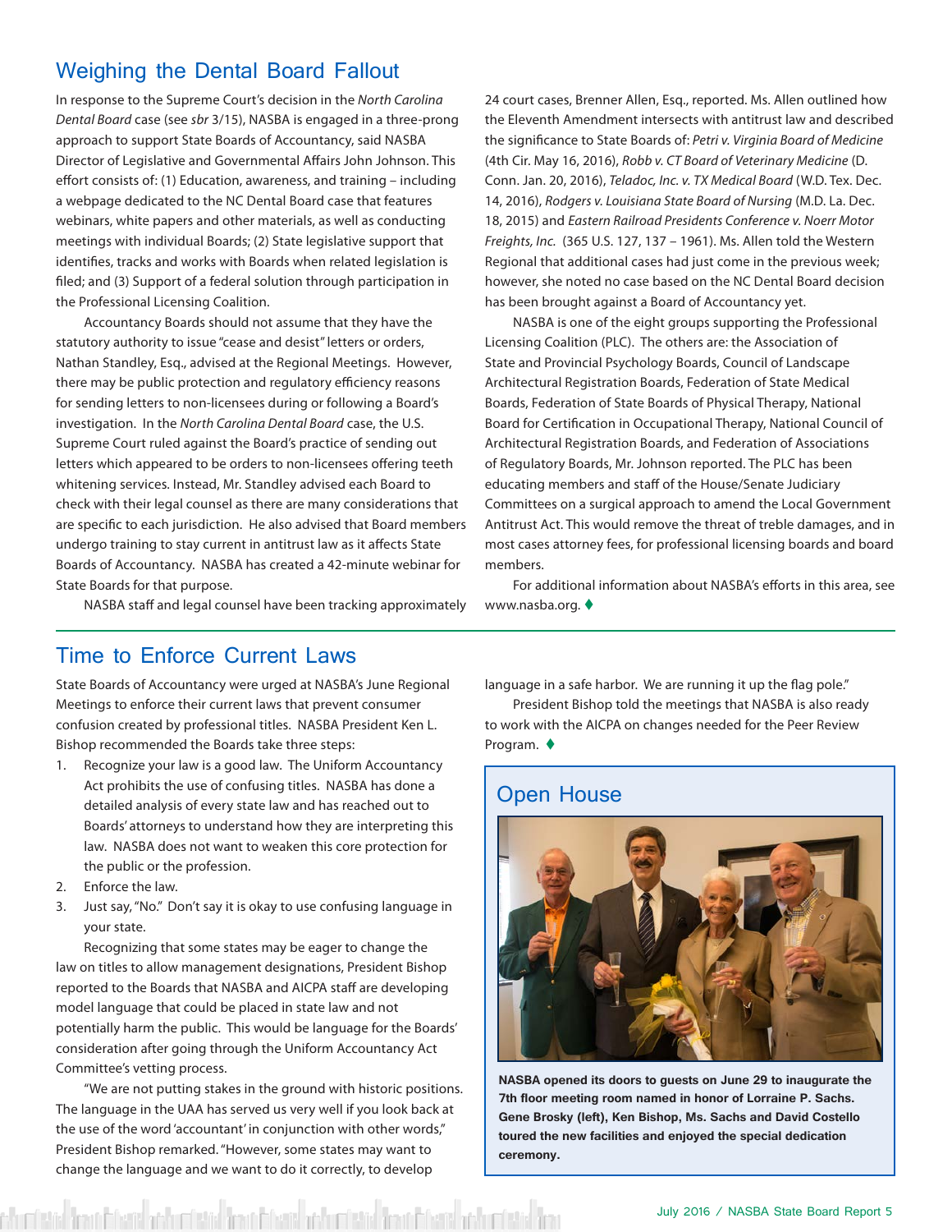## Weighing the Dental Board Fallout

In response to the Supreme Court's decision in the *North Carolina Dental Board* case (see *sbr* 3/15), NASBA is engaged in a three-prong approach to support State Boards of Accountancy, said NASBA Director of Legislative and Governmental Affairs John Johnson. This effort consists of: (1) Education, awareness, and training – including a webpage dedicated to the NC Dental Board case that features webinars, white papers and other materials, as well as conducting meetings with individual Boards; (2) State legislative support that identifies, tracks and works with Boards when related legislation is filed; and (3) Support of a federal solution through participation in the Professional Licensing Coalition.

Accountancy Boards should not assume that they have the statutory authority to issue "cease and desist" letters or orders, Nathan Standley, Esq., advised at the Regional Meetings. However, there may be public protection and regulatory efficiency reasons for sending letters to non-licensees during or following a Board's investigation. In the *North Carolina Dental Board* case, the U.S. Supreme Court ruled against the Board's practice of sending out letters which appeared to be orders to non-licensees offering teeth whitening services. Instead, Mr. Standley advised each Board to check with their legal counsel as there are many considerations that are specific to each jurisdiction. He also advised that Board members undergo training to stay current in antitrust law as it affects State Boards of Accountancy. NASBA has created a 42-minute webinar for State Boards for that purpose.

NASBA staff and legal counsel have been tracking approximately 24 court cases, Brenner Allen, Esq., reported. Ms. Allen outlined how the Eleventh Amendment intersects with antitrust law and described the significance to State Boards of: *Petri v. Virginia Board of Medicine* (4th Cir. May 16, 2016), *Robb v. CT Board of Veterinary Medicine* (D. Conn. Jan. 20, 2016), *Teladoc, Inc. v. TX Medical Board* (W.D. Tex. Dec. 14, 2016), *Rodgers v. Louisiana State Board of Nursing* (M.D. La. Dec. 18, 2015) and *Eastern Railroad Presidents Conference v. Noerr Motor Freights, Inc.* (365 U.S. 127, 137 – 1961). Ms. Allen told the Western Regional that additional cases had just come in the previous week; however, she noted no case based on the NC Dental Board decision has been brought against a Board of Accountancy yet.

NASBA is one of the eight groups supporting the Professional Licensing Coalition (PLC). The others are: the Association of State and Provincial Psychology Boards, Council of Landscape Architectural Registration Boards, Federation of State Medical Boards, Federation of State Boards of Physical Therapy, National Board for Certification in Occupational Therapy, National Council of Architectural Registration Boards, and Federation of Associations of Regulatory Boards, Mr. Johnson reported. The PLC has been educating members and staff of the House/Senate Judiciary Committees on a surgical approach to amend the Local Government Antitrust Act. This would remove the threat of treble damages, and in most cases attorney fees, for professional licensing boards and board members.

For additional information about NASBA's efforts in this area, see www.nasba.org. ♦

## Time to Enforce Current Laws

State Boards of Accountancy were urged at NASBA's June Regional Meetings to enforce their current laws that prevent consumer confusion created by professional titles. NASBA President Ken L. Bishop recommended the Boards take three steps:

1. Recognize your law is a good law. The Uniform Accountancy Act prohibits the use of confusing titles. NASBA has done a detailed analysis of every state law and has reached out to Boards' attorneys to understand how they are interpreting this law. NASBA does not want to weaken this core protection for the public or the profession.
2. Enforce the law.
3. Just say, "No." Don't say it is okay to use confusing language in your state.

Recognizing that some states may be eager to change the law on titles to allow management designations, President Bishop reported to the Boards that NASBA and AICPA staff are developing model language that could be placed in state law and not potentially harm the public. This would be language for the Boards' consideration after going through the Uniform Accountancy Act Committee's vetting process.

"We are not putting stakes in the ground with historic positions. The language in the UAA has served us very well if you look back at the use of the word 'accountant' in conjunction with other words," President Bishop remarked. "However, some states may want to change the language and we want to do it correctly, to develop language in a safe harbor. We are running it up the flag pole."

President Bishop told the meetings that NASBA is also ready to work with the AICPA on changes needed for the Peer Review Program. ♦

## Open House

**NASBA opened its doors to guests on June 29 to inaugurate the 7th floor meeting room named in honor of Lorraine P. Sachs. Gene Brosky (left), Ken Bishop, Ms. Sachs and David Costello toured the new facilities and enjoyed the special dedication ceremony.**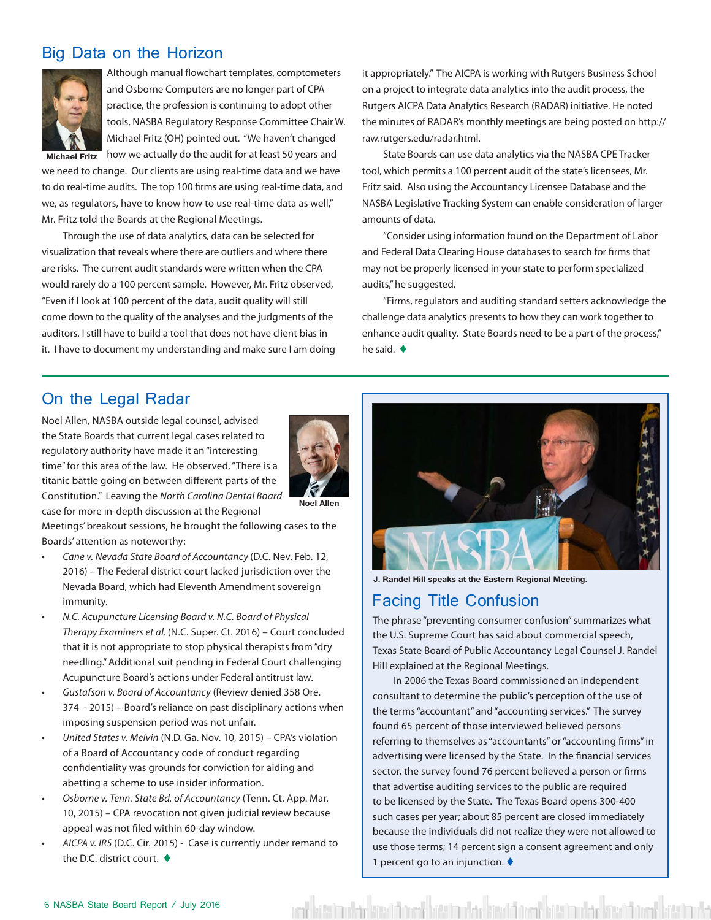## Big Data on the Horizon

Michael Fritz

Although manual flowchart templates, comptometers and Osborne Computers are no longer part of CPA practice, the profession is continuing to adopt other tools, NASBA Regulatory Response Committee Chair W. Michael Fritz (OH) pointed out. "We haven't changed how we actually do the audit for at least 50 years and we need to change. Our clients are using real-time data and we have to do real-time audits. The top 100 firms are using real-time data, and we, as regulators, have to know how to use real-time data as well," Mr. Fritz told the Boards at the Regional Meetings.

Through the use of data analytics, data can be selected for visualization that reveals where there are outliers and where there are risks. The current audit standards were written when the CPA would rarely do a 100 percent sample. However, Mr. Fritz observed, "Even if I look at 100 percent of the data, audit quality will still come down to the quality of the analyses and the judgments of the auditors. I still have to build a tool that does not have client bias in it. I have to document my understanding and make sure I am doing it appropriately." The AICPA is working with Rutgers Business School on a project to integrate data analytics into the audit process, the Rutgers AICPA Data Analytics Research (RADAR) initiative. He noted the minutes of RADAR's monthly meetings are being posted on http://raw.rutgers.edu/radar.html.

State Boards can use data analytics via the NASBA CPE Tracker tool, which permits a 100 percent audit of the state's licensees, Mr. Fritz said. Also using the Accountancy Licensee Database and the NASBA Legislative Tracking System can enable consideration of larger amounts of data.

"Consider using information found on the Department of Labor and Federal Data Clearing House databases to search for firms that may not be properly licensed in your state to perform specialized audits," he suggested.

"Firms, regulators and auditing standard setters acknowledge the challenge data analytics presents to how they can work together to enhance audit quality. State Boards need to be a part of the process," he said. ♦

## On the Legal Radar

Noel Allen

Noel Allen, NASBA outside legal counsel, advised the State Boards that current legal cases related to regulatory authority have made it an "interesting time" for this area of the law. He observed, "There is a titanic battle going on between different parts of the Constitution." Leaving the *North Carolina Dental Board* case for more in-depth discussion at the Regional Meetings' breakout sessions, he brought the following cases to the Boards' attention as noteworthy:

- *Cane v. Nevada State Board of Accountancy* (D.C. Nev. Feb. 12, 2016) – The Federal district court lacked jurisdiction over the Nevada Board, which had Eleventh Amendment sovereign immunity.
- *N.C. Acupuncture Licensing Board v. N.C. Board of Physical Therapy Examiners et al.* (N.C. Super. Ct. 2016) – Court concluded that it is not appropriate to stop physical therapists from "dry needling." Additional suit pending in Federal Court challenging Acupuncture Board's actions under Federal antitrust law.
- *Gustafson v. Board of Accountancy* (Review denied 358 Ore. 374 - 2015) – Board's reliance on past disciplinary actions when imposing suspension period was not unfair.
- *United States v. Melvin* (N.D. Ga. Nov. 10, 2015) – CPA's violation of a Board of Accountancy code of conduct regarding confidentiality was grounds for conviction for aiding and abetting a scheme to use insider information.
- *Osborne v. Tenn. State Bd. of Accountancy* (Tenn. Ct. App. Mar. 10, 2015) – CPA revocation not given judicial review because appeal was not filed within 60-day window.
- *AICPA v. IRS* (D.C. Cir. 2015) - Case is currently under remand to the D.C. district court. ♦

J. Randel Hill speaks at the Eastern Regional Meeting.

## Facing Title Confusion

The phrase "preventing consumer confusion" summarizes what the U.S. Supreme Court has said about commercial speech, Texas State Board of Public Accountancy Legal Counsel J. Randel Hill explained at the Regional Meetings.

In 2006 the Texas Board commissioned an independent consultant to determine the public's perception of the use of the terms "accountant" and "accounting services." The survey found 65 percent of those interviewed believed persons referring to themselves as "accountants" or "accounting firms" in advertising were licensed by the State. In the financial services sector, the survey found 76 percent believed a person or firms that advertise auditing services to the public are required to be licensed by the State. The Texas Board opens 300-400 such cases per year; about 85 percent are closed immediately because the individuals did not realize they were not allowed to use those terms; 14 percent sign a consent agreement and only 1 percent go to an injunction. ♦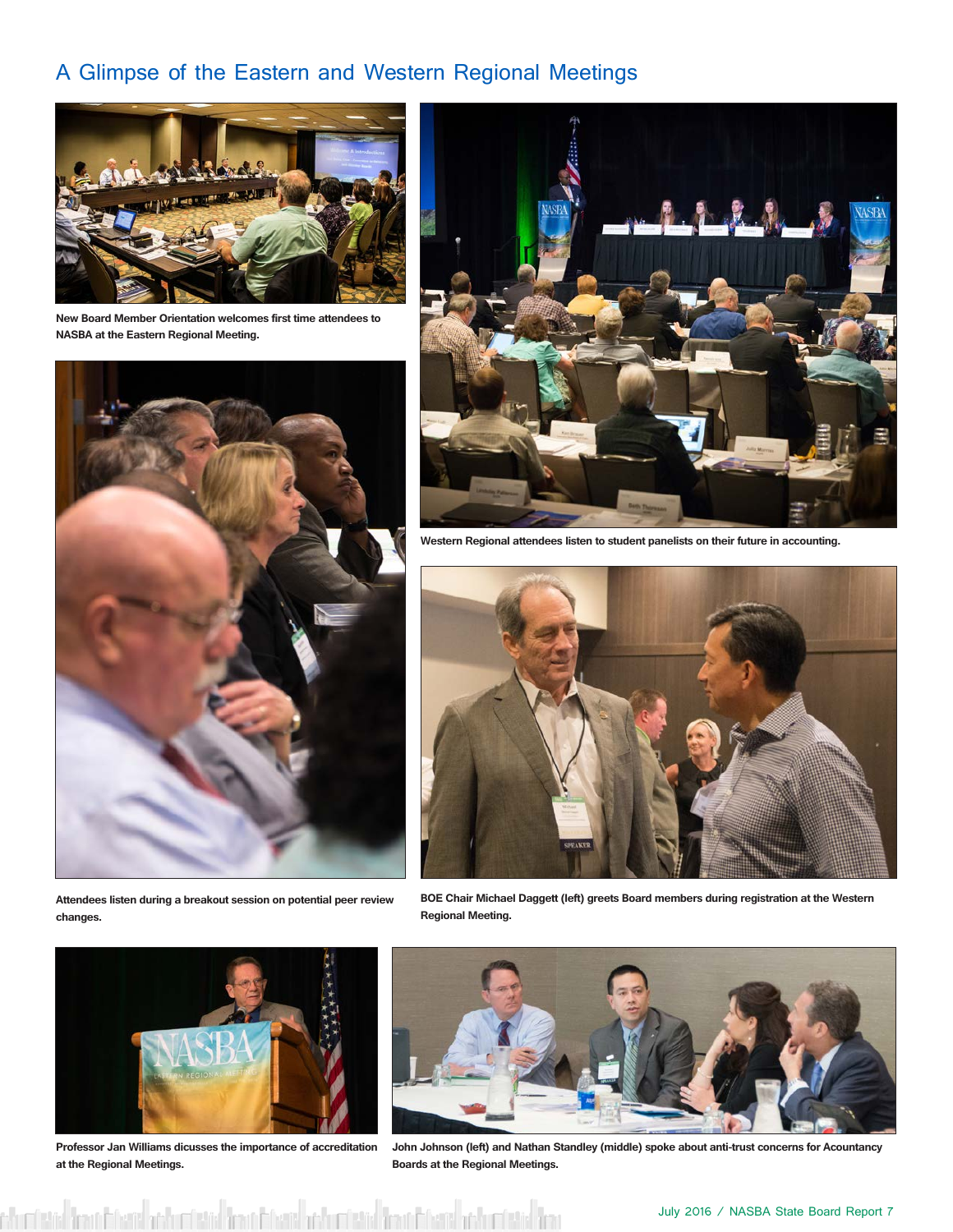# A Glimpse of the Eastern and Western Regional Meetings

**New Board Member Orientation welcomes first time attendees to NASBA at the Eastern Regional Meeting.**

**Western Regional attendees listen to student panelists on their future in accounting.**

**Attendees listen during a breakout session on potential peer review changes.**

**BOE Chair Michael Daggett (left) greets Board members during registration at the Western Regional Meeting.**

**Professor Jan Williams dicusses the importance of accreditation at the Regional Meetings.**

**John Johnson (left) and Nathan Standley (middle) spoke about anti-trust concerns for Acountancy Boards at the Regional Meetings.**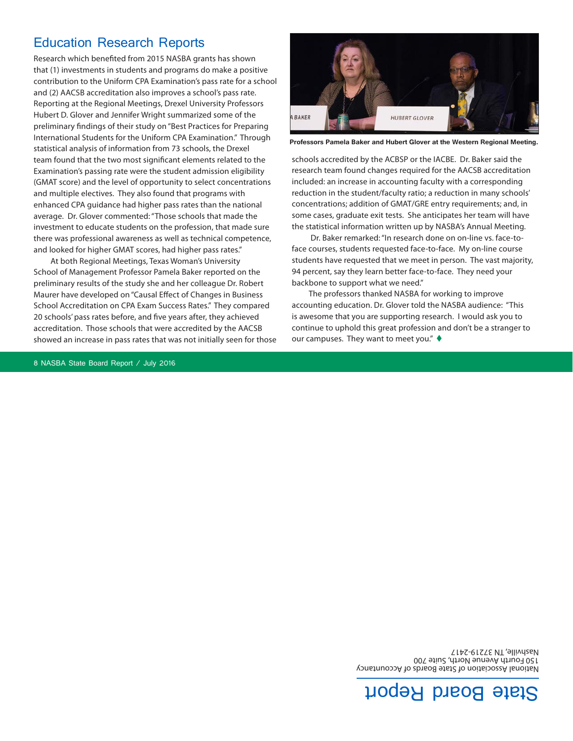## Education Research Reports

Research which benefited from 2015 NASBA grants has shown that (1) investments in students and programs do make a positive contribution to the Uniform CPA Examination's pass rate for a school and (2) AACSB accreditation also improves a school's pass rate. Reporting at the Regional Meetings, Drexel University Professors Hubert D. Glover and Jennifer Wright summarized some of the preliminary findings of their study on "Best Practices for Preparing International Students for the Uniform CPA Examination." Through statistical analysis of information from 73 schools, the Drexel team found that the two most significant elements related to the Examination's passing rate were the student admission eligibility (GMAT score) and the level of opportunity to select concentrations and multiple electives. They also found that programs with enhanced CPA guidance had higher pass rates than the national average. Dr. Glover commented: "Those schools that made the investment to educate students on the profession, that made sure there was professional awareness as well as technical competence, and looked for higher GMAT scores, had higher pass rates."

At both Regional Meetings, Texas Woman's University School of Management Professor Pamela Baker reported on the preliminary results of the study she and her colleague Dr. Robert Maurer have developed on "Causal Effect of Changes in Business School Accreditation on CPA Exam Success Rates." They compared 20 schools' pass rates before, and five years after, they achieved accreditation. Those schools that were accredited by the AACSB showed an increase in pass rates that was not initially seen for those schools accredited by the ACBSP or the IACBE. Dr. Baker said the research team found changes required for the AACSB accreditation included: an increase in accounting faculty with a corresponding reduction in the student/faculty ratio; a reduction in many schools' concentrations; addition of GMAT/GRE entry requirements; and, in some cases, graduate exit tests. She anticipates her team will have the statistical information written up by NASBA's Annual Meeting.

Professors Pamela Baker and Hubert Glover at the Western Regional Meeting.

Dr. Baker remarked: "In research done on on-line vs. face-to-face courses, students requested face-to-face. My on-line course students have requested that we meet in person. The vast majority, 94 percent, say they learn better face-to-face. They need your backbone to support what we need."

The professors thanked NASBA for working to improve accounting education. Dr. Glover told the NASBA audience: "This is awesome that you are supporting research. I would ask you to continue to uphold this great profession and don't be a stranger to our campuses. They want to meet you." ♦

State Board Report

National Association of State Boards of Accountancy
150 Fourth Avenue North, Suite 700
Nashville, TN 37219-2417